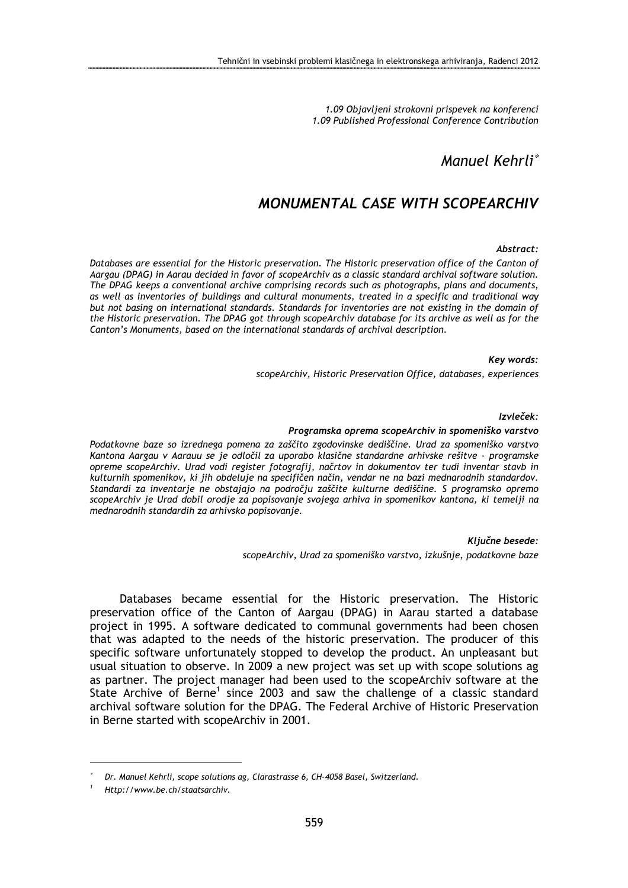*1.09 Objavljeni strokovni prispevek na konferenci*
*1.09 Published Professional Conference Contribution*

*Manuel Kehrli*[*]

# *MONUMENTAL CASE WITH SCOPEARCHIV*

***Abstract:***

*Databases are essential for the Historic preservation. The Historic preservation office of the Canton of Aargau (DPAG) in Aarau decided in favor of scopeArchiv as a classic standard archival software solution. The DPAG keeps a conventional archive comprising records such as photographs, plans and documents, as well as inventories of buildings and cultural monuments, treated in a specific and traditional way but not basing on international standards. Standards for inventories are not existing in the domain of the Historic preservation. The DPAG got through scopeArchiv database for its archive as well as for the Canton's Monuments, based on the international standards of archival description.*

***Key words:***

*scopeArchiv, Historic Preservation Office, databases, experiences*

***Izvleček:***

***Programska oprema scopeArchiv in spomeniško varstvo***

*Podatkovne baze so izrednega pomena za zaščito zgodovinske dediščine. Urad za spomeniško varstvo Kantona Aargau v Aarauu se je odločil za uporabo klasične standardne arhivske rešitve - programske opreme scopeArchiv. Urad vodi register fotografij, načrtov in dokumentov ter tudi inventar stavb in kulturnih spomenikov, ki jih obdeluje na specifičen način, vendar ne na bazi mednarodnih standardov. Standardi za inventarje ne obstajajo na področju zaščite kulturne dediščine. S programsko opremo scopeArchiv je Urad dobil orodje za popisovanje svojega arhiva in spomenikov kantona, ki temelji na mednarodnih standardih za arhivsko popisovanje.*

***Ključne besede:***

*scopeArchiv, Urad za spomeniško varstvo, izkušnje, podatkovne baze*

Databases became essential for the Historic preservation. The Historic preservation office of the Canton of Aargau (DPAG) in Aarau started a database project in 1995. A software dedicated to communal governments had been chosen that was adapted to the needs of the historic preservation. The producer of this specific software unfortunately stopped to develop the product. An unpleasant but usual situation to observe. In 2009 a new project was set up with scope solutions ag as partner. The project manager had been used to the scopeArchiv software at the State Archive of Berne[1] since 2003 and saw the challenge of a classic standard archival software solution for the DPAG. The Federal Archive of Historic Preservation in Berne started with scopeArchiv in 2001.

---

[*] *Dr. Manuel Kehrli, scope solutions ag, Clarastrasse 6, CH-4058 Basel, Switzerland.*

[1] *Http://www.be.ch/staatsarchiv.*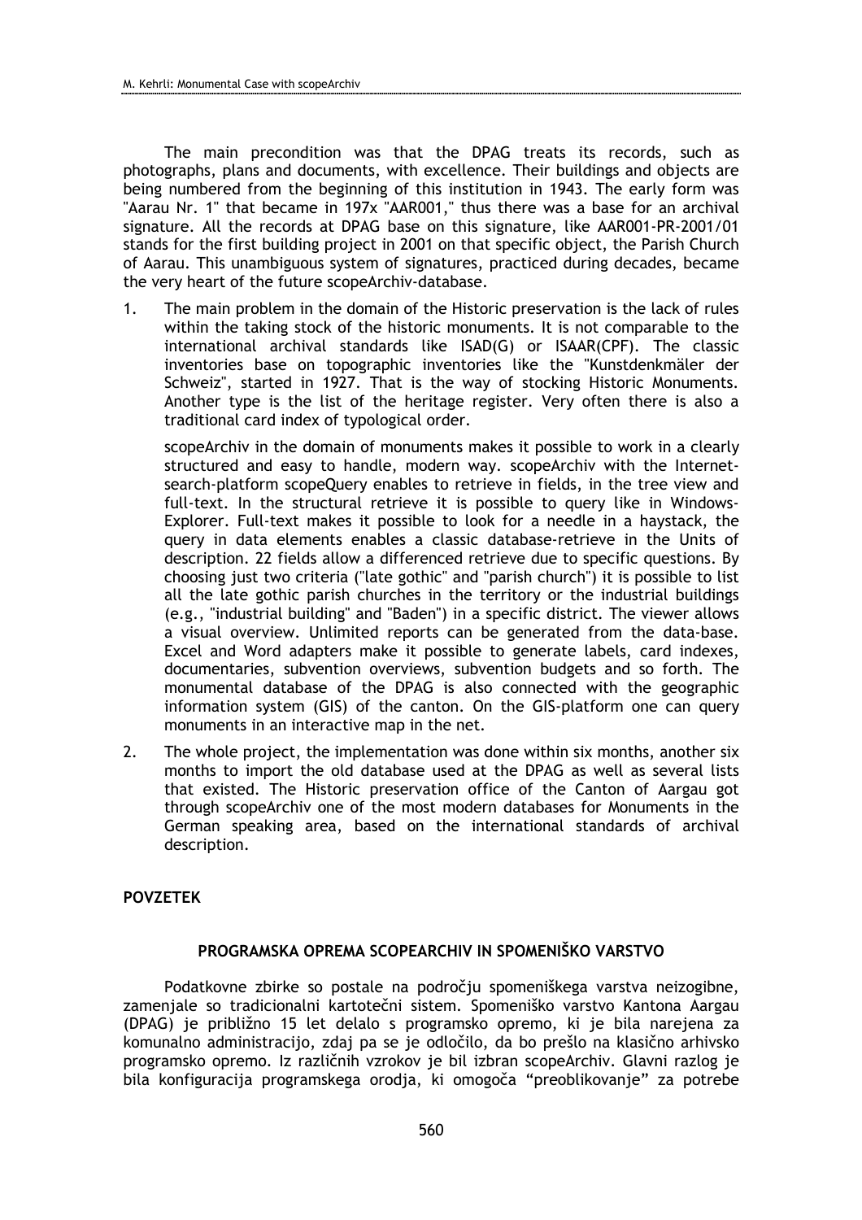The main precondition was that the DPAG treats its records, such as photographs, plans and documents, with excellence. Their buildings and objects are being numbered from the beginning of this institution in 1943. The early form was "Aarau Nr. 1" that became in 197x "AAR001," thus there was a base for an archival signature. All the records at DPAG base on this signature, like AAR001-PR-2001/01 stands for the first building project in 2001 on that specific object, the Parish Church of Aarau. This unambiguous system of signatures, practiced during decades, became the very heart of the future scopeArchiv-database.

1. The main problem in the domain of the Historic preservation is the lack of rules within the taking stock of the historic monuments. It is not comparable to the international archival standards like ISAD(G) or ISAAR(CPF). The classic inventories base on topographic inventories like the "Kunstdenkmäler der Schweiz", started in 1927. That is the way of stocking Historic Monuments. Another type is the list of the heritage register. Very often there is also a traditional card index of typological order.

   scopeArchiv in the domain of monuments makes it possible to work in a clearly structured and easy to handle, modern way. scopeArchiv with the Internet-search-platform scopeQuery enables to retrieve in fields, in the tree view and full-text. In the structural retrieve it is possible to query like in Windows-Explorer. Full-text makes it possible to look for a needle in a haystack, the query in data elements enables a classic database-retrieve in the Units of description. 22 fields allow a differenced retrieve due to specific questions. By choosing just two criteria ("late gothic" and "parish church") it is possible to list all the late gothic parish churches in the territory or the industrial buildings (e.g., "industrial building" and "Baden") in a specific district. The viewer allows a visual overview. Unlimited reports can be generated from the data-base. Excel and Word adapters make it possible to generate labels, card indexes, documentaries, subvention overviews, subvention budgets and so forth. The monumental database of the DPAG is also connected with the geographic information system (GIS) of the canton. On the GIS-platform one can query monuments in an interactive map in the net.

2. The whole project, the implementation was done within six months, another six months to import the old database used at the DPAG as well as several lists that existed. The Historic preservation office of the Canton of Aargau got through scopeArchiv one of the most modern databases for Monuments in the German speaking area, based on the international standards of archival description.

**POVZETEK**

**PROGRAMSKA OPREMA SCOPEARCHIV IN SPOMENIŠKO VARSTVO**

Podatkovne zbirke so postale na področju spomeniškega varstva neizogibne, zamenjale so tradicionalni kartotečni sistem. Spomeniško varstvo Kantona Aargau (DPAG) je približno 15 let delalo s programsko opremo, ki je bila narejena za komunalno administracijo, zdaj pa se je odločilo, da bo prešlo na klasično arhivsko programsko opremo. Iz različnih vzrokov je bil izbran scopeArchiv. Glavni razlog je bila konfiguracija programskega orodja, ki omogoča "preoblikovanje" za potrebe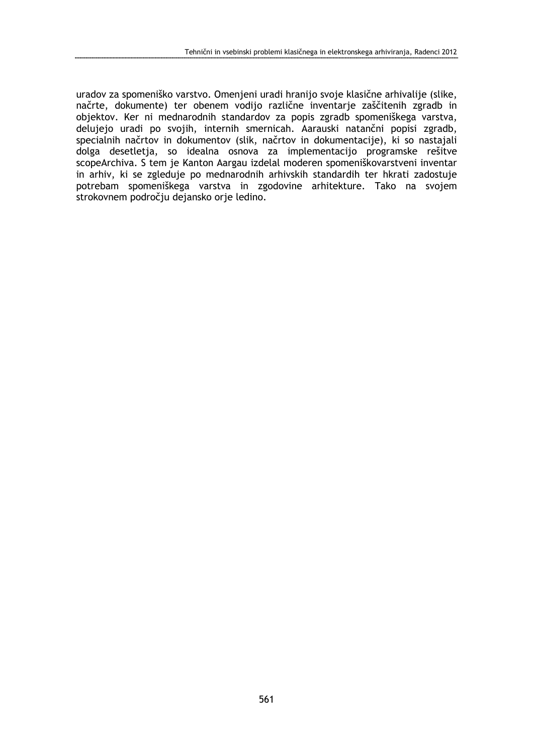uradov za spomeniško varstvo. Omenjeni uradi hranijo svoje klasične arhivalije (slike, načrte, dokumente) ter obenem vodijo različne inventarje zaščitenih zgradb in objektov. Ker ni mednarodnih standardov za popis zgradb spomeniškega varstva, delujejo uradi po svojih, internih smernicah. Aarauski natančni popisi zgradb, specialnih načrtov in dokumentov (slik, načrtov in dokumentacije), ki so nastajali dolga desetletja, so idealna osnova za implementacijo programske rešitve scopeArchiva. S tem je Kanton Aargau izdelal moderen spomeniškovarstveni inventar in arhiv, ki se zgleduje po mednarodnih arhivskih standardih ter hkrati zadostuje potrebam spomeniškega varstva in zgodovine arhitekture. Tako na svojem strokovnem področju dejansko orje ledino.